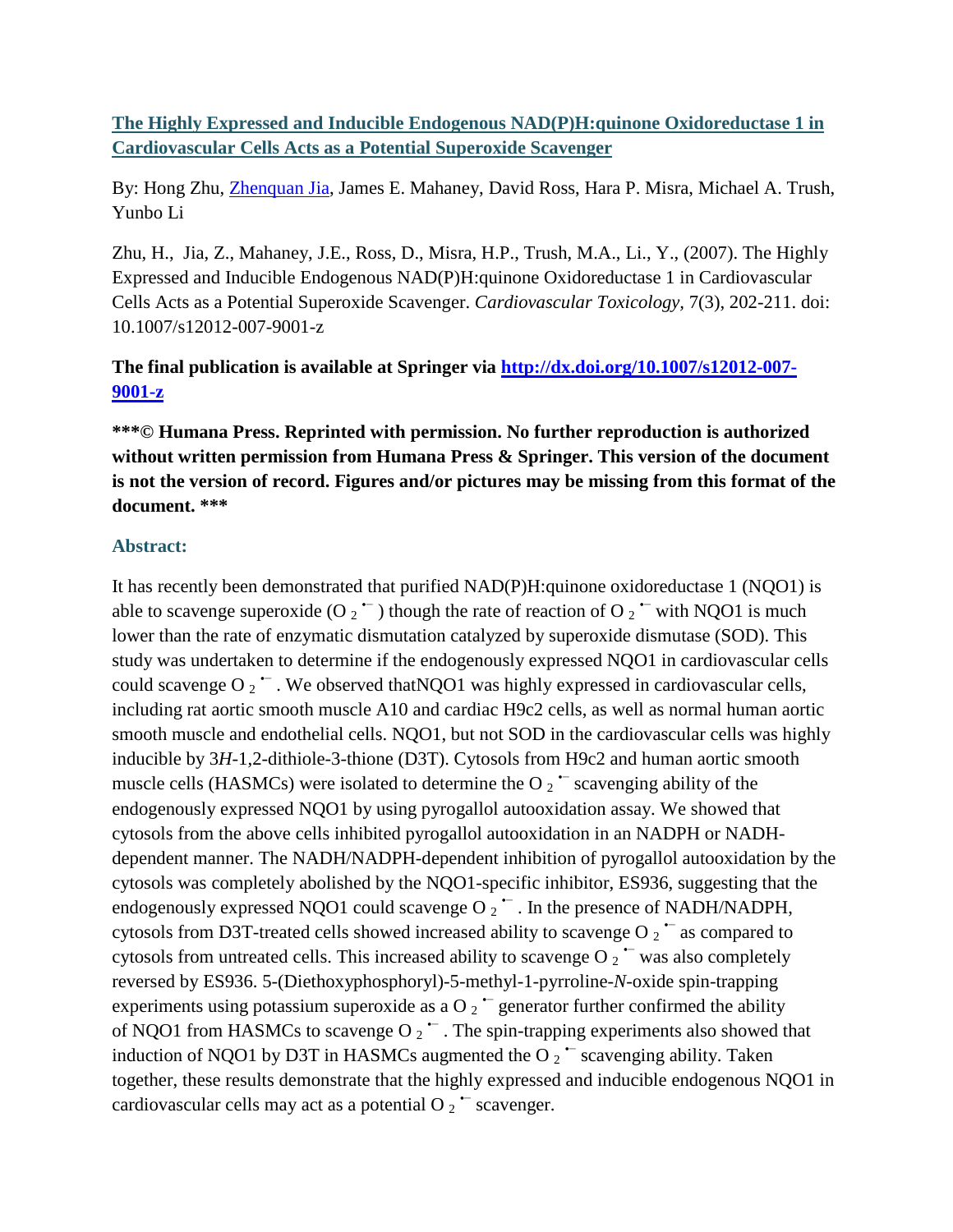# [The Highly Expressed and Inducible Endogenous NAD(P)H:quinone Oxidoreductase 1 in Cardiovascular Cells Acts as a Potential Superoxide Scavenger](http://dx.doi.org/10.1007/s12012-007-9001-z)

By: Hong Zhu, Zhenquan Jia, James E. Mahaney, David Ross, Hara P. Misra, Michael A. Trush, Yunbo Li

Zhu, H., Jia, Z., Mahaney, J.E., Ross, D., Misra, H.P., Trush, M.A., Li., Y., (2007). The Highly Expressed and Inducible Endogenous NAD(P)H:quinone Oxidoreductase 1 in Cardiovascular Cells Acts as a Potential Superoxide Scavenger. *Cardiovascular Toxicology*, 7(3), 202-211. doi: 10.1007/s12012-007-9001-z

**The final publication is available at Springer via [http://dx.doi.org/10.1007/s12012-007-9001-z](http://dx.doi.org/10.1007/s12012-007-9001-z)**

**\*\*\*© Humana Press. Reprinted with permission. No further reproduction is authorized without written permission from Humana Press & Springer. This version of the document is not the version of record. Figures and/or pictures may be missing from this format of the document. \*\*\***

## Abstract:

It has recently been demonstrated that purified NAD(P)H:quinone oxidoreductase 1 (NQO1) is able to scavenge superoxide ($O_2^{\bullet-}$) though the rate of reaction of $O_2^{\bullet-}$ with NQO1 is much lower than the rate of enzymatic dismutation catalyzed by superoxide dismutase (SOD). This study was undertaken to determine if the endogenously expressed NQO1 in cardiovascular cells could scavenge $O_2^{\bullet-}$. We observed thatNQO1 was highly expressed in cardiovascular cells, including rat aortic smooth muscle A10 and cardiac H9c2 cells, as well as normal human aortic smooth muscle and endothelial cells. NQO1, but not SOD in the cardiovascular cells was highly inducible by 3*H*-1,2-dithiole-3-thione (D3T). Cytosols from H9c2 and human aortic smooth muscle cells (HASMCs) were isolated to determine the $O_2^{\bullet-}$ scavenging ability of the endogenously expressed NQO1 by using pyrogallol autooxidation assay. We showed that cytosols from the above cells inhibited pyrogallol autooxidation in an NADPH or NADH-dependent manner. The NADH/NADPH-dependent inhibition of pyrogallol autooxidation by the cytosols was completely abolished by the NQO1-specific inhibitor, ES936, suggesting that the endogenously expressed NQO1 could scavenge $O_2^{\bullet-}$. In the presence of NADH/NADPH, cytosols from D3T-treated cells showed increased ability to scavenge $O_2^{\bullet-}$ as compared to cytosols from untreated cells. This increased ability to scavenge $O_2^{\bullet-}$ was also completely reversed by ES936. 5-(Diethoxyphosphoryl)-5-methyl-1-pyrroline-*N*-oxide spin-trapping experiments using potassium superoxide as a $O_2^{\bullet-}$ generator further confirmed the ability of NQO1 from HASMCs to scavenge $O_2^{\bullet-}$. The spin-trapping experiments also showed that induction of NQO1 by D3T in HASMCs augmented the $O_2^{\bullet-}$ scavenging ability. Taken together, these results demonstrate that the highly expressed and inducible endogenous NQO1 in cardiovascular cells may act as a potential $O_2^{\bullet-}$ scavenger.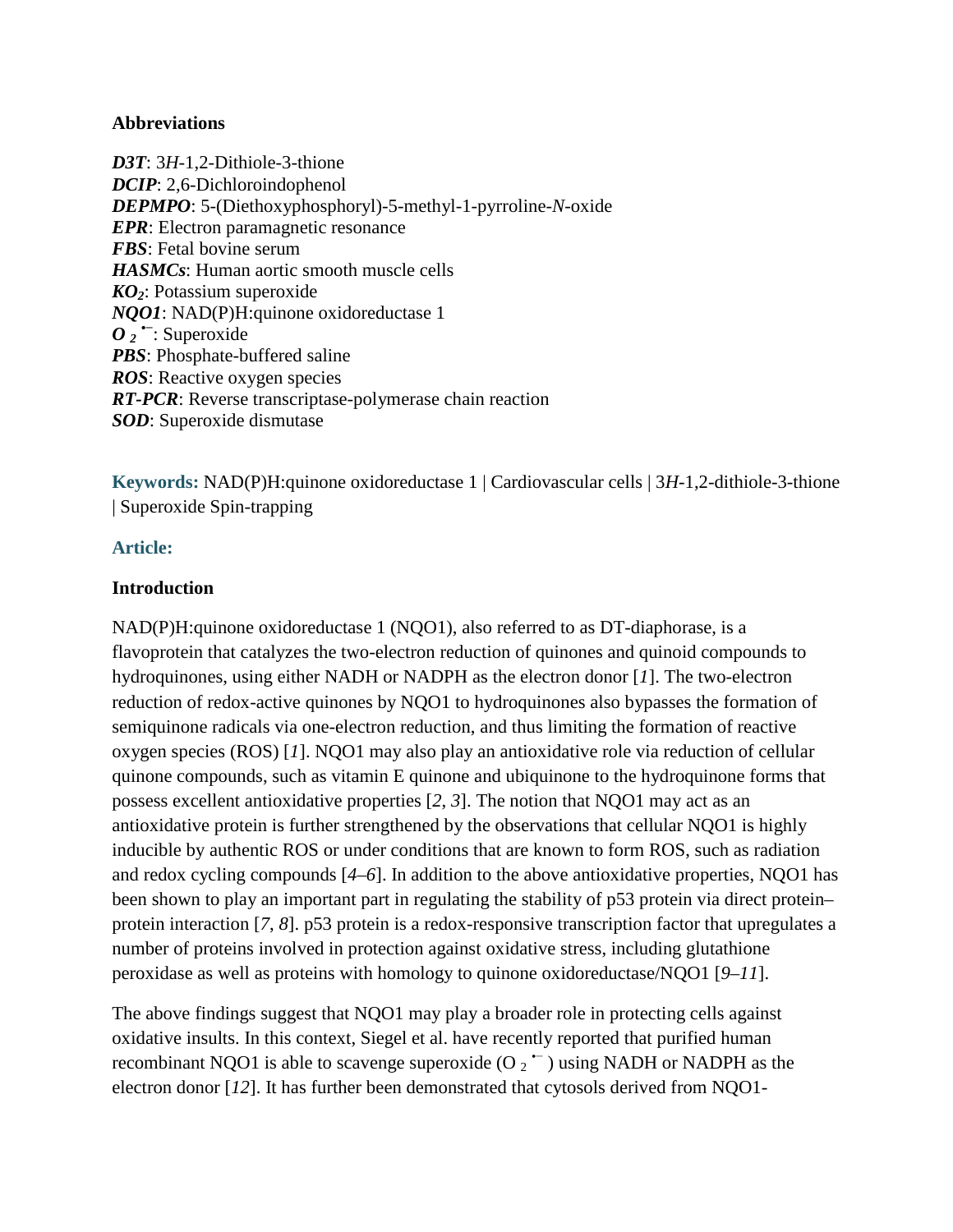**Abbreviations**

***D3T***: 3*H*-1,2-Dithiole-3-thione
***DCIP***: 2,6-Dichloroindophenol
***DEPMPO***: 5-(Diethoxyphosphoryl)-5-methyl-1-pyrroline-*N*-oxide
***EPR***: Electron paramagnetic resonance
***FBS***: Fetal bovine serum
***HASMCs***: Human aortic smooth muscle cells
***KO₂***: Potassium superoxide
***NQO1***: NAD(P)H:quinone oxidoreductase 1
***$O_2^{\bullet-}$***: Superoxide
***PBS***: Phosphate-buffered saline
***ROS***: Reactive oxygen species
***RT-PCR***: Reverse transcriptase-polymerase chain reaction
***SOD***: Superoxide dismutase

**Keywords:** NAD(P)H:quinone oxidoreductase 1 | Cardiovascular cells | 3*H*-1,2-dithiole-3-thione | Superoxide Spin-trapping

**Article:**

**Introduction**

NAD(P)H:quinone oxidoreductase 1 (NQO1), also referred to as DT-diaphorase, is a flavoprotein that catalyzes the two-electron reduction of quinones and quinoid compounds to hydroquinones, using either NADH or NADPH as the electron donor [*1*]. The two-electron reduction of redox-active quinones by NQO1 to hydroquinones also bypasses the formation of semiquinone radicals via one-electron reduction, and thus limiting the formation of reactive oxygen species (ROS) [*1*]. NQO1 may also play an antioxidative role via reduction of cellular quinone compounds, such as vitamin E quinone and ubiquinone to the hydroquinone forms that possess excellent antioxidative properties [*2*, *3*]. The notion that NQO1 may act as an antioxidative protein is further strengthened by the observations that cellular NQO1 is highly inducible by authentic ROS or under conditions that are known to form ROS, such as radiation and redox cycling compounds [*4*–*6*]. In addition to the above antioxidative properties, NQO1 has been shown to play an important part in regulating the stability of p53 protein via direct protein–protein interaction [*7*, *8*]. p53 protein is a redox-responsive transcription factor that upregulates a number of proteins involved in protection against oxidative stress, including glutathione peroxidase as well as proteins with homology to quinone oxidoreductase/NQO1 [*9*–*11*].

The above findings suggest that NQO1 may play a broader role in protecting cells against oxidative insults. In this context, Siegel et al. have recently reported that purified human recombinant NQO1 is able to scavenge superoxide ($O_2^{\bullet-}$) using NADH or NADPH as the electron donor [*12*]. It has further been demonstrated that cytosols derived from NQO1-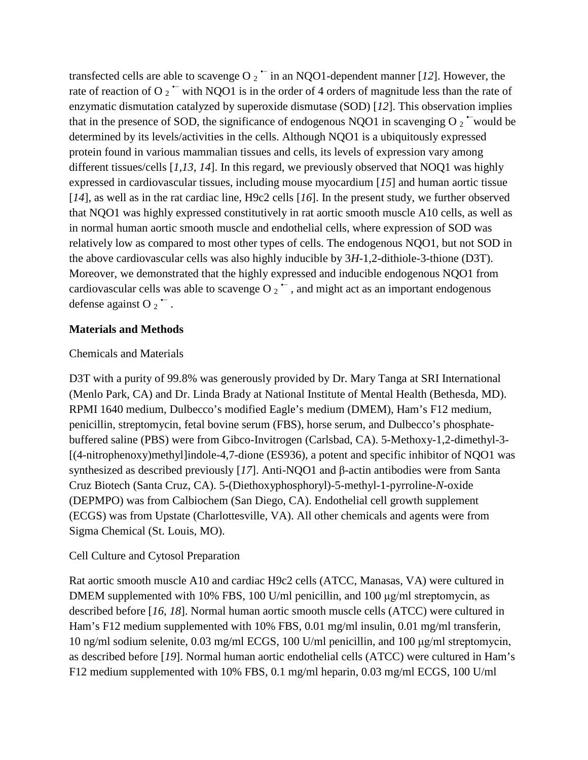transfected cells are able to scavenge $O_2^{\bullet-}$ in an NQO1-dependent manner [12]. However, the rate of reaction of $O_2^{\bullet-}$ with NQO1 is in the order of 4 orders of magnitude less than the rate of enzymatic dismutation catalyzed by superoxide dismutase (SOD) [12]. This observation implies that in the presence of SOD, the significance of endogenous NQO1 in scavenging $O_2^{\bullet-}$would be determined by its levels/activities in the cells. Although NQO1 is a ubiquitously expressed protein found in various mammalian tissues and cells, its levels of expression vary among different tissues/cells [1,13, 14]. In this regard, we previously observed that NOQ1 was highly expressed in cardiovascular tissues, including mouse myocardium [15] and human aortic tissue [14], as well as in the rat cardiac line, H9c2 cells [16]. In the present study, we further observed that NQO1 was highly expressed constitutively in rat aortic smooth muscle A10 cells, as well as in normal human aortic smooth muscle and endothelial cells, where expression of SOD was relatively low as compared to most other types of cells. The endogenous NQO1, but not SOD in the above cardiovascular cells was also highly inducible by 3*H*-1,2-dithiole-3-thione (D3T). Moreover, we demonstrated that the highly expressed and inducible endogenous NQO1 from cardiovascular cells was able to scavenge $O_2^{\bullet-}$, and might act as an important endogenous defense against $O_2^{\bullet-}$.

## Materials and Methods

### Chemicals and Materials

D3T with a purity of 99.8% was generously provided by Dr. Mary Tanga at SRI International (Menlo Park, CA) and Dr. Linda Brady at National Institute of Mental Health (Bethesda, MD). RPMI 1640 medium, Dulbecco's modified Eagle's medium (DMEM), Ham's F12 medium, penicillin, streptomycin, fetal bovine serum (FBS), horse serum, and Dulbecco's phosphate-buffered saline (PBS) were from Gibco-Invitrogen (Carlsbad, CA). 5-Methoxy-1,2-dimethyl-3-[(4-nitrophenoxy)methyl]indole-4,7-dione (ES936), a potent and specific inhibitor of NQO1 was synthesized as described previously [17]. Anti-NQO1 and β-actin antibodies were from Santa Cruz Biotech (Santa Cruz, CA). 5-(Diethoxyphosphoryl)-5-methyl-1-pyrroline-*N*-oxide (DEPMPO) was from Calbiochem (San Diego, CA). Endothelial cell growth supplement (ECGS) was from Upstate (Charlottesville, VA). All other chemicals and agents were from Sigma Chemical (St. Louis, MO).

### Cell Culture and Cytosol Preparation

Rat aortic smooth muscle A10 and cardiac H9c2 cells (ATCC, Manasas, VA) were cultured in DMEM supplemented with 10% FBS, 100 U/ml penicillin, and 100 μg/ml streptomycin, as described before [16, 18]. Normal human aortic smooth muscle cells (ATCC) were cultured in Ham's F12 medium supplemented with 10% FBS, 0.01 mg/ml insulin, 0.01 mg/ml transferin, 10 ng/ml sodium selenite, 0.03 mg/ml ECGS, 100 U/ml penicillin, and 100 μg/ml streptomycin, as described before [19]. Normal human aortic endothelial cells (ATCC) were cultured in Ham's F12 medium supplemented with 10% FBS, 0.1 mg/ml heparin, 0.03 mg/ml ECGS, 100 U/ml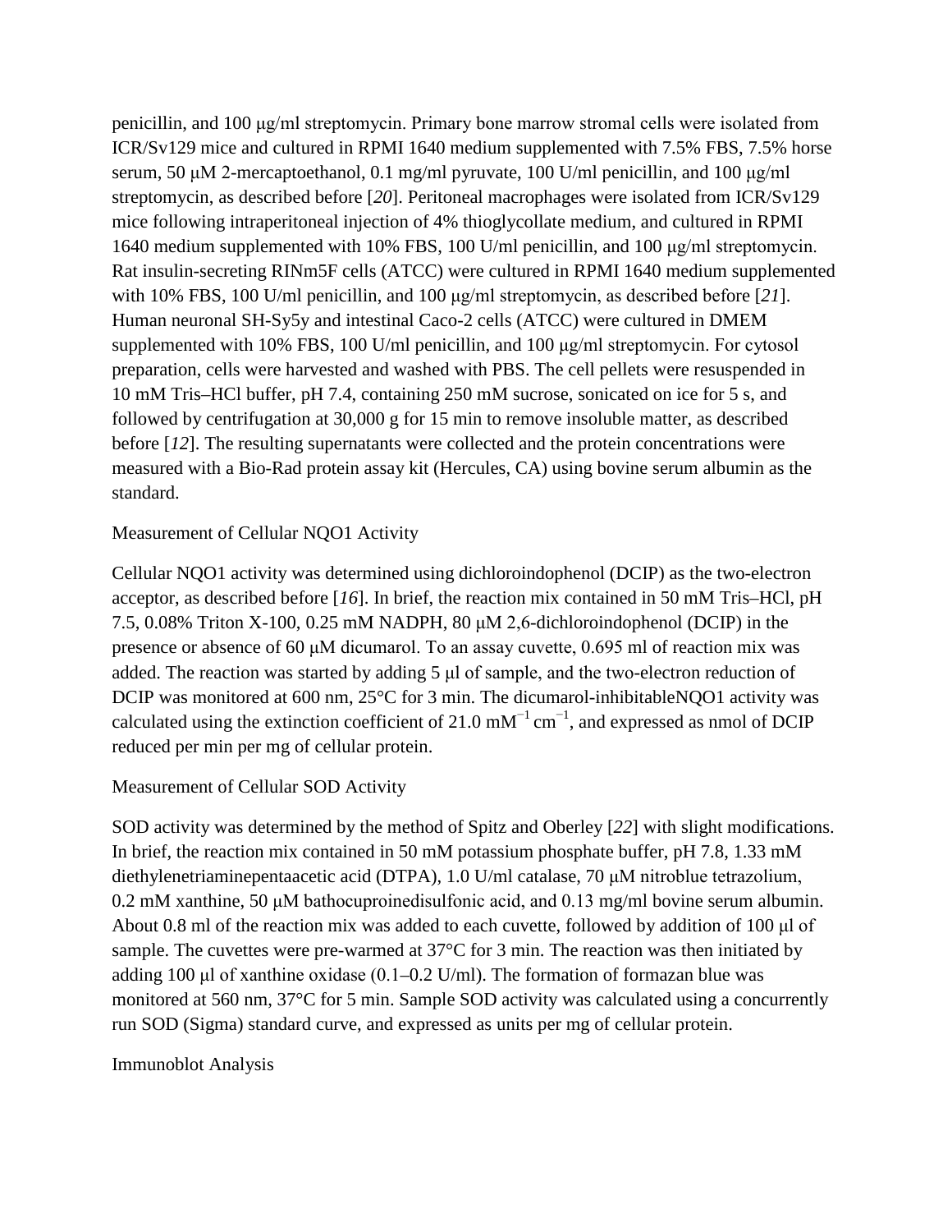penicillin, and 100 μg/ml streptomycin. Primary bone marrow stromal cells were isolated from ICR/Sv129 mice and cultured in RPMI 1640 medium supplemented with 7.5% FBS, 7.5% horse serum, 50 μM 2-mercaptoethanol, 0.1 mg/ml pyruvate, 100 U/ml penicillin, and 100 μg/ml streptomycin, as described before [*20*]. Peritoneal macrophages were isolated from ICR/Sv129 mice following intraperitoneal injection of 4% thioglycollate medium, and cultured in RPMI 1640 medium supplemented with 10% FBS, 100 U/ml penicillin, and 100 μg/ml streptomycin. Rat insulin-secreting RINm5F cells (ATCC) were cultured in RPMI 1640 medium supplemented with 10% FBS, 100 U/ml penicillin, and 100 μg/ml streptomycin, as described before [*21*]. Human neuronal SH-Sy5y and intestinal Caco-2 cells (ATCC) were cultured in DMEM supplemented with 10% FBS, 100 U/ml penicillin, and 100 μg/ml streptomycin. For cytosol preparation, cells were harvested and washed with PBS. The cell pellets were resuspended in 10 mM Tris–HCl buffer, pH 7.4, containing 250 mM sucrose, sonicated on ice for 5 s, and followed by centrifugation at 30,000 g for 15 min to remove insoluble matter, as described before [*12*]. The resulting supernatants were collected and the protein concentrations were measured with a Bio-Rad protein assay kit (Hercules, CA) using bovine serum albumin as the standard.

### Measurement of Cellular NQO1 Activity

Cellular NQO1 activity was determined using dichloroindophenol (DCIP) as the two-electron acceptor, as described before [*16*]. In brief, the reaction mix contained in 50 mM Tris–HCl, pH 7.5, 0.08% Triton X-100, 0.25 mM NADPH, 80 μM 2,6-dichloroindophenol (DCIP) in the presence or absence of 60 μM dicumarol. To an assay cuvette, 0.695 ml of reaction mix was added. The reaction was started by adding 5 μl of sample, and the two-electron reduction of DCIP was monitored at 600 nm, 25°C for 3 min. The dicumarol-inhibitableNQO1 activity was calculated using the extinction coefficient of 21.0 $mM^{-1} cm^{-1}$, and expressed as nmol of DCIP reduced per min per mg of cellular protein.

### Measurement of Cellular SOD Activity

SOD activity was determined by the method of Spitz and Oberley [*22*] with slight modifications. In brief, the reaction mix contained in 50 mM potassium phosphate buffer, pH 7.8, 1.33 mM diethylenetriaminepentaacetic acid (DTPA), 1.0 U/ml catalase, 70 μM nitroblue tetrazolium, 0.2 mM xanthine, 50 μM bathocuproinedisulfonic acid, and 0.13 mg/ml bovine serum albumin. About 0.8 ml of the reaction mix was added to each cuvette, followed by addition of 100 μl of sample. The cuvettes were pre-warmed at 37°C for 3 min. The reaction was then initiated by adding 100 μl of xanthine oxidase (0.1–0.2 U/ml). The formation of formazan blue was monitored at 560 nm, 37°C for 5 min. Sample SOD activity was calculated using a concurrently run SOD (Sigma) standard curve, and expressed as units per mg of cellular protein.

### Immunoblot Analysis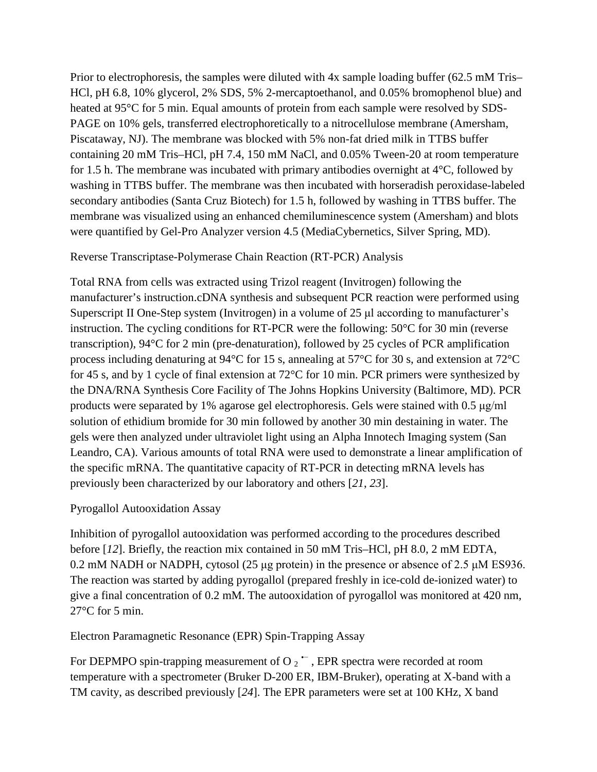Prior to electrophoresis, the samples were diluted with 4x sample loading buffer (62.5 mM Tris–HCl, pH 6.8, 10% glycerol, 2% SDS, 5% 2-mercaptoethanol, and 0.05% bromophenol blue) and heated at 95°C for 5 min. Equal amounts of protein from each sample were resolved by SDS-PAGE on 10% gels, transferred electrophoretically to a nitrocellulose membrane (Amersham, Piscataway, NJ). The membrane was blocked with 5% non-fat dried milk in TTBS buffer containing 20 mM Tris–HCl, pH 7.4, 150 mM NaCl, and 0.05% Tween-20 at room temperature for 1.5 h. The membrane was incubated with primary antibodies overnight at 4°C, followed by washing in TTBS buffer. The membrane was then incubated with horseradish peroxidase-labeled secondary antibodies (Santa Cruz Biotech) for 1.5 h, followed by washing in TTBS buffer. The membrane was visualized using an enhanced chemiluminescence system (Amersham) and blots were quantified by Gel-Pro Analyzer version 4.5 (MediaCybernetics, Silver Spring, MD).

## Reverse Transcriptase-Polymerase Chain Reaction (RT-PCR) Analysis

Total RNA from cells was extracted using Trizol reagent (Invitrogen) following the manufacturer's instruction.cDNA synthesis and subsequent PCR reaction were performed using Superscript II One-Step system (Invitrogen) in a volume of 25 μl according to manufacturer's instruction. The cycling conditions for RT-PCR were the following: 50°C for 30 min (reverse transcription), 94°C for 2 min (pre-denaturation), followed by 25 cycles of PCR amplification process including denaturing at 94°C for 15 s, annealing at 57°C for 30 s, and extension at 72°C for 45 s, and by 1 cycle of final extension at 72°C for 10 min. PCR primers were synthesized by the DNA/RNA Synthesis Core Facility of The Johns Hopkins University (Baltimore, MD). PCR products were separated by 1% agarose gel electrophoresis. Gels were stained with 0.5 μg/ml solution of ethidium bromide for 30 min followed by another 30 min destaining in water. The gels were then analyzed under ultraviolet light using an Alpha Innotech Imaging system (San Leandro, CA). Various amounts of total RNA were used to demonstrate a linear amplification of the specific mRNA. The quantitative capacity of RT-PCR in detecting mRNA levels has previously been characterized by our laboratory and others [*21*, *23*].

## Pyrogallol Autooxidation Assay

Inhibition of pyrogallol autooxidation was performed according to the procedures described before [*12*]. Briefly, the reaction mix contained in 50 mM Tris–HCl, pH 8.0, 2 mM EDTA, 0.2 mM NADH or NADPH, cytosol (25 μg protein) in the presence or absence of 2.5 μM ES936. The reaction was started by adding pyrogallol (prepared freshly in ice-cold de-ionized water) to give a final concentration of 0.2 mM. The autooxidation of pyrogallol was monitored at 420 nm, 27°C for 5 min.

## Electron Paramagnetic Resonance (EPR) Spin-Trapping Assay

For DEPMPO spin-trapping measurement of $O_2^{\bullet-}$, EPR spectra were recorded at room temperature with a spectrometer (Bruker D-200 ER, IBM-Bruker), operating at X-band with a TM cavity, as described previously [*24*]. The EPR parameters were set at 100 KHz, X band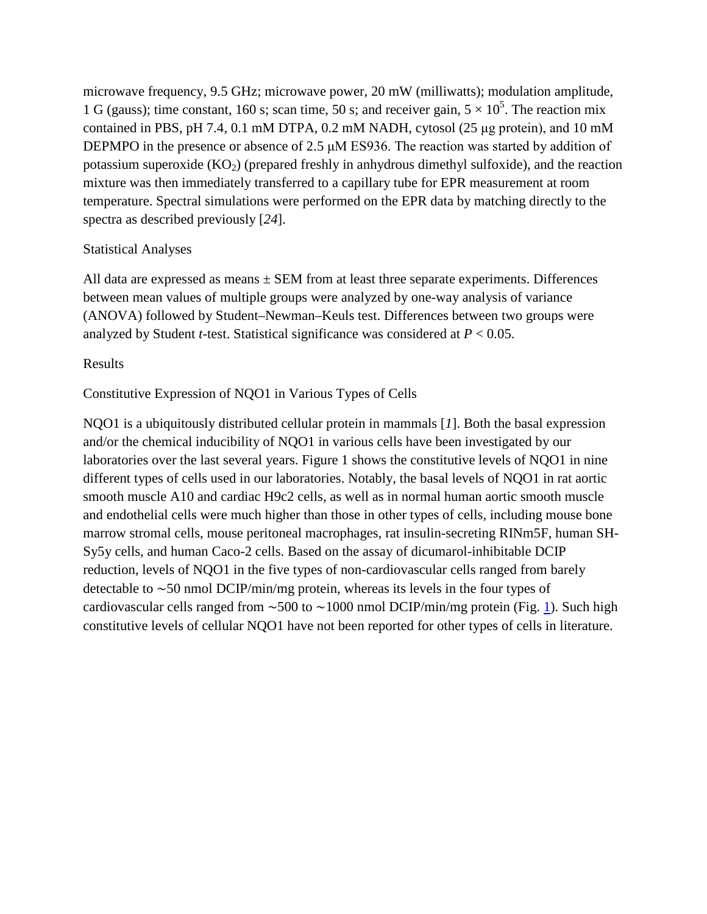microwave frequency, 9.5 GHz; microwave power, 20 mW (milliwatts); modulation amplitude, 1 G (gauss); time constant, 160 s; scan time, 50 s; and receiver gain, $5 \times 10^5$. The reaction mix contained in PBS, pH 7.4, 0.1 mM DTPA, 0.2 mM NADH, cytosol (25 μg protein), and 10 mM DEPMPO in the presence or absence of 2.5 μM ES936. The reaction was started by addition of potassium superoxide ($KO_2$) (prepared freshly in anhydrous dimethyl sulfoxide), and the reaction mixture was then immediately transferred to a capillary tube for EPR measurement at room temperature. Spectral simulations were performed on the EPR data by matching directly to the spectra as described previously [*24*].

## Statistical Analyses

All data are expressed as means ± SEM from at least three separate experiments. Differences between mean values of multiple groups were analyzed by one-way analysis of variance (ANOVA) followed by Student–Newman–Keuls test. Differences between two groups were analyzed by Student *t*-test. Statistical significance was considered at $P < 0.05$.

# Results

## Constitutive Expression of NQO1 in Various Types of Cells

NQO1 is a ubiquitously distributed cellular protein in mammals [*1*]. Both the basal expression and/or the chemical inducibility of NQO1 in various cells have been investigated by our laboratories over the last several years. Figure 1 shows the constitutive levels of NQO1 in nine different types of cells used in our laboratories. Notably, the basal levels of NQO1 in rat aortic smooth muscle A10 and cardiac H9c2 cells, as well as in normal human aortic smooth muscle and endothelial cells were much higher than those in other types of cells, including mouse bone marrow stromal cells, mouse peritoneal macrophages, rat insulin-secreting RINm5F, human SH-Sy5y cells, and human Caco-2 cells. Based on the assay of dicumarol-inhibitable DCIP reduction, levels of NQO1 in the five types of non-cardiovascular cells ranged from barely detectable to ∼50 nmol DCIP/min/mg protein, whereas its levels in the four types of cardiovascular cells ranged from ∼500 to ∼1000 nmol DCIP/min/mg protein (Fig. 1). Such high constitutive levels of cellular NQO1 have not been reported for other types of cells in literature.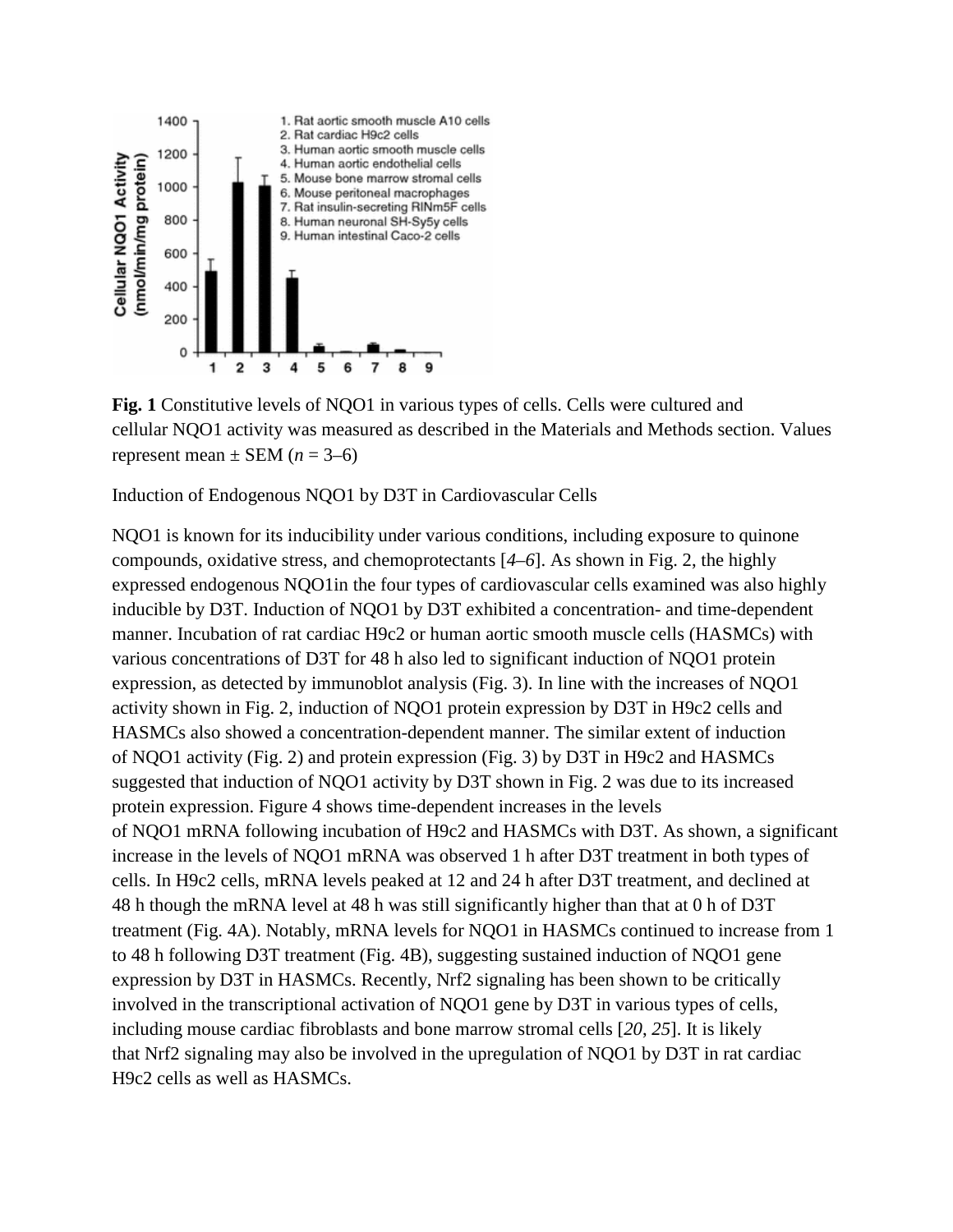**Fig. 1** Constitutive levels of NQO1 in various types of cells. Cells were cultured and cellular NQO1 activity was measured as described in the Materials and Methods section. Values represent mean ± SEM (*n* = 3–6)

Induction of Endogenous NQO1 by D3T in Cardiovascular Cells

NQO1 is known for its inducibility under various conditions, including exposure to quinone compounds, oxidative stress, and chemoprotectants [*4–6*]. As shown in Fig. 2, the highly expressed endogenous NQO1in the four types of cardiovascular cells examined was also highly inducible by D3T. Induction of NQO1 by D3T exhibited a concentration- and time-dependent manner. Incubation of rat cardiac H9c2 or human aortic smooth muscle cells (HASMCs) with various concentrations of D3T for 48 h also led to significant induction of NQO1 protein expression, as detected by immunoblot analysis (Fig. 3). In line with the increases of NQO1 activity shown in Fig. 2, induction of NQO1 protein expression by D3T in H9c2 cells and HASMCs also showed a concentration-dependent manner. The similar extent of induction of NQO1 activity (Fig. 2) and protein expression (Fig. 3) by D3T in H9c2 and HASMCs suggested that induction of NQO1 activity by D3T shown in Fig. 2 was due to its increased protein expression. Figure 4 shows time-dependent increases in the levels of NQO1 mRNA following incubation of H9c2 and HASMCs with D3T. As shown, a significant increase in the levels of NQO1 mRNA was observed 1 h after D3T treatment in both types of cells. In H9c2 cells, mRNA levels peaked at 12 and 24 h after D3T treatment, and declined at 48 h though the mRNA level at 48 h was still significantly higher than that at 0 h of D3T treatment (Fig. 4A). Notably, mRNA levels for NQO1 in HASMCs continued to increase from 1 to 48 h following D3T treatment (Fig. 4B), suggesting sustained induction of NQO1 gene expression by D3T in HASMCs. Recently, Nrf2 signaling has been shown to be critically involved in the transcriptional activation of NQO1 gene by D3T in various types of cells, including mouse cardiac fibroblasts and bone marrow stromal cells [*20*, *25*]. It is likely that Nrf2 signaling may also be involved in the upregulation of NQO1 by D3T in rat cardiac H9c2 cells as well as HASMCs.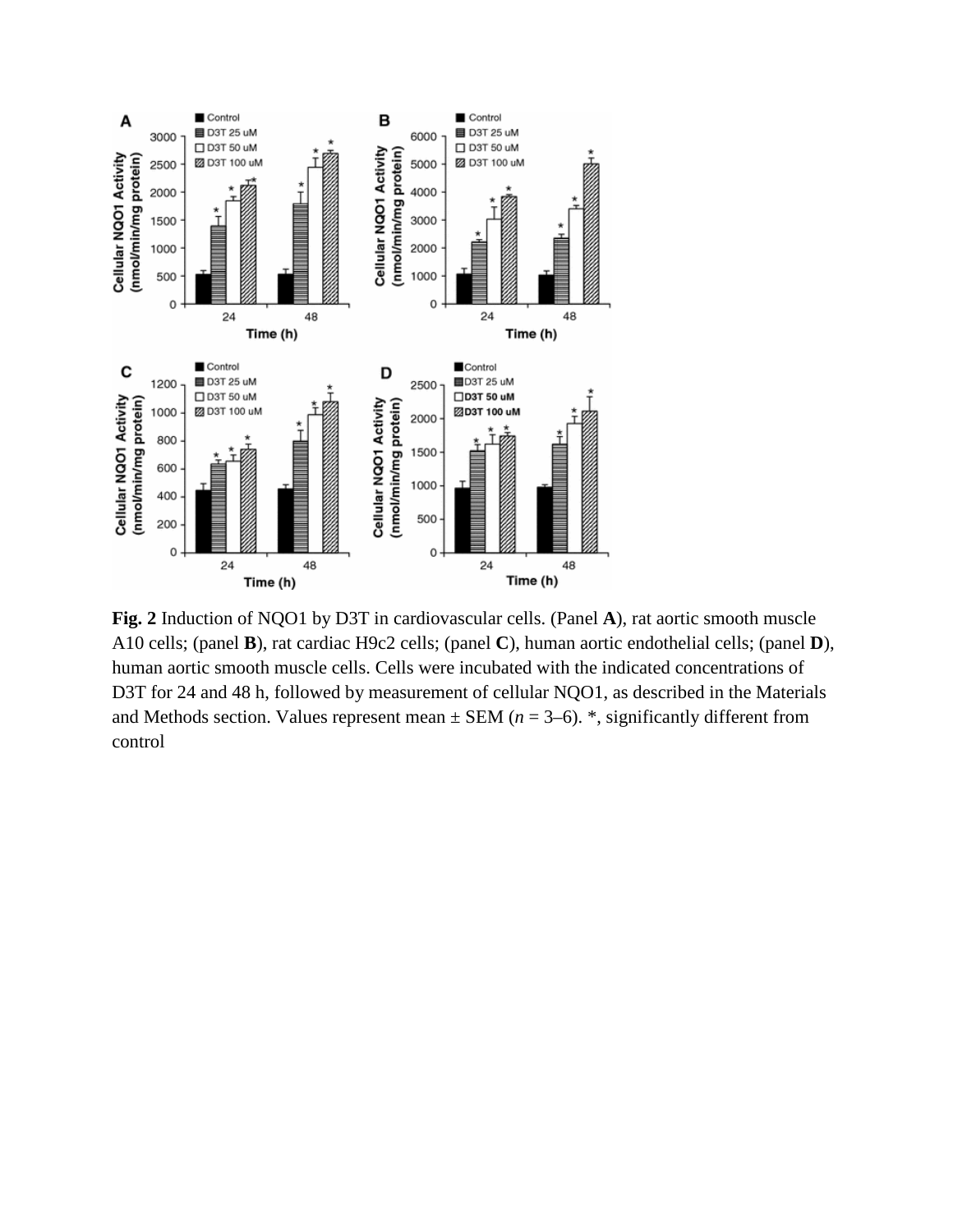**Fig. 2** Induction of NQO1 by D3T in cardiovascular cells. (Panel **A**), rat aortic smooth muscle A10 cells; (panel **B**), rat cardiac H9c2 cells; (panel **C**), human aortic endothelial cells; (panel **D**), human aortic smooth muscle cells. Cells were incubated with the indicated concentrations of D3T for 24 and 48 h, followed by measurement of cellular NQO1, as described in the Materials and Methods section. Values represent mean ± SEM (*n* = 3–6). *, significantly different from control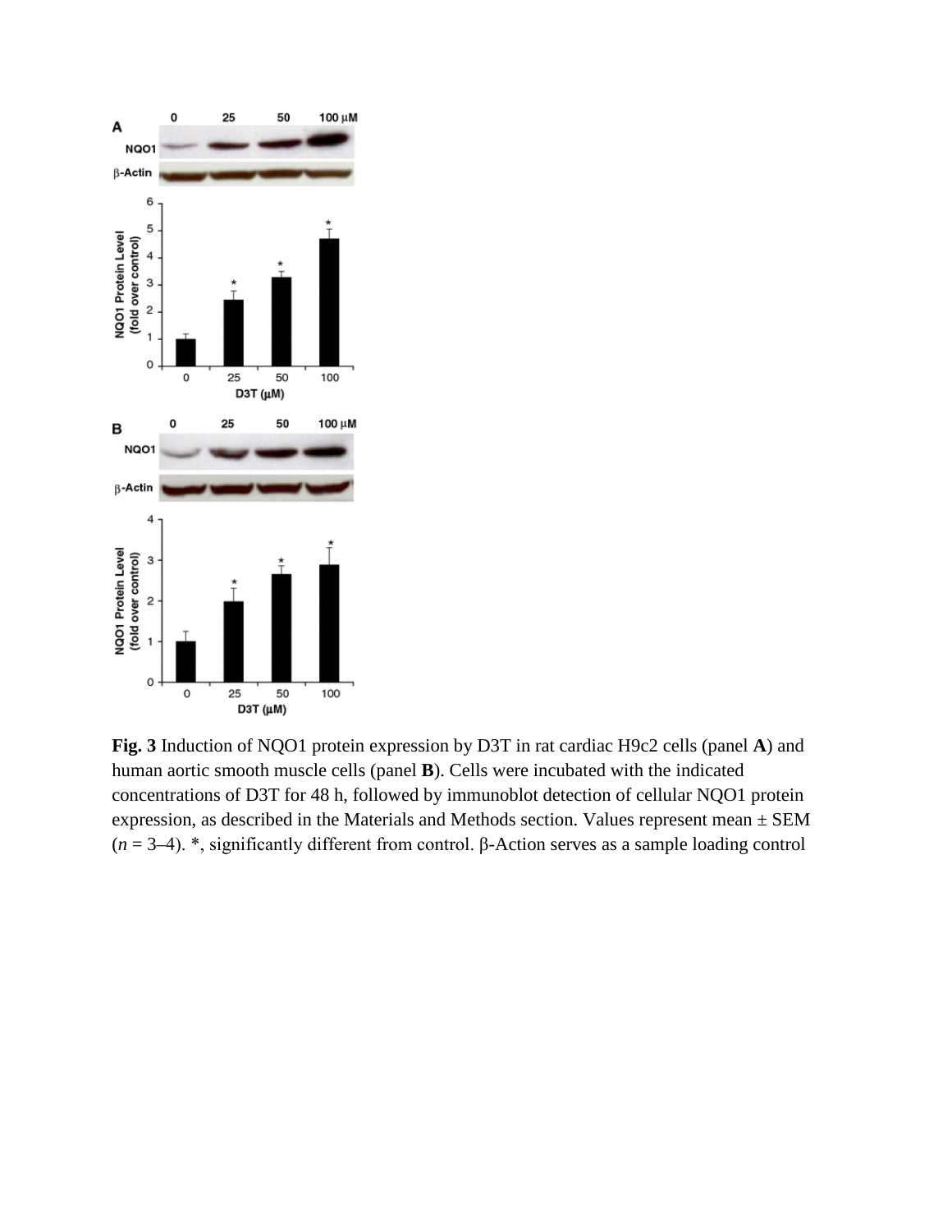**Fig. 3** Induction of NQO1 protein expression by D3T in rat cardiac H9c2 cells (panel **A**) and human aortic smooth muscle cells (panel **B**). Cells were incubated with the indicated concentrations of D3T for 48 h, followed by immunoblot detection of cellular NQO1 protein expression, as described in the Materials and Methods section. Values represent mean ± SEM (*n* = 3–4). *, significantly different from control. β-Action serves as a sample loading control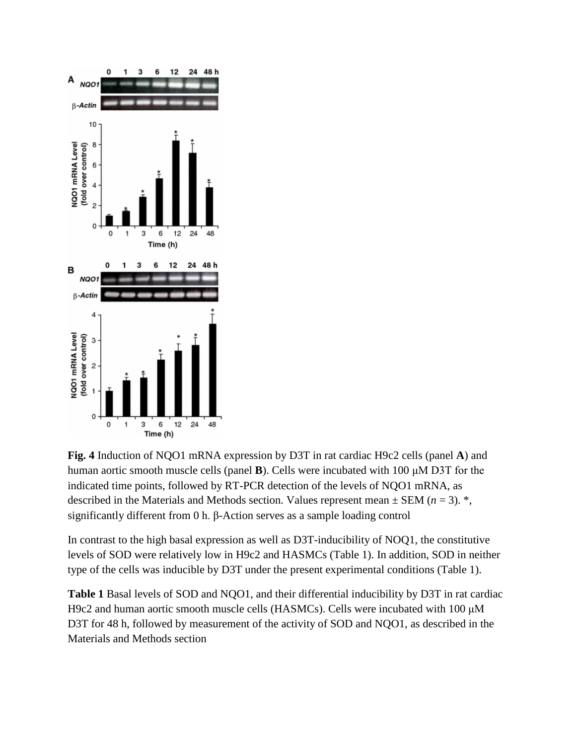**Fig. 4** Induction of NQO1 mRNA expression by D3T in rat cardiac H9c2 cells (panel **A**) and human aortic smooth muscle cells (panel **B**). Cells were incubated with 100 μM D3T for the indicated time points, followed by RT-PCR detection of the levels of NQO1 mRNA, as described in the Materials and Methods section. Values represent mean ± SEM (*n* = 3). *, significantly different from 0 h. β-Action serves as a sample loading control

In contrast to the high basal expression as well as D3T-inducibility of NOQ1, the constitutive levels of SOD were relatively low in H9c2 and HASMCs (Table 1). In addition, SOD in neither type of the cells was inducible by D3T under the present experimental conditions (Table 1).

**Table 1** Basal levels of SOD and NQO1, and their differential inducibility by D3T in rat cardiac H9c2 and human aortic smooth muscle cells (HASMCs). Cells were incubated with 100 μM D3T for 48 h, followed by measurement of the activity of SOD and NQO1, as described in the Materials and Methods section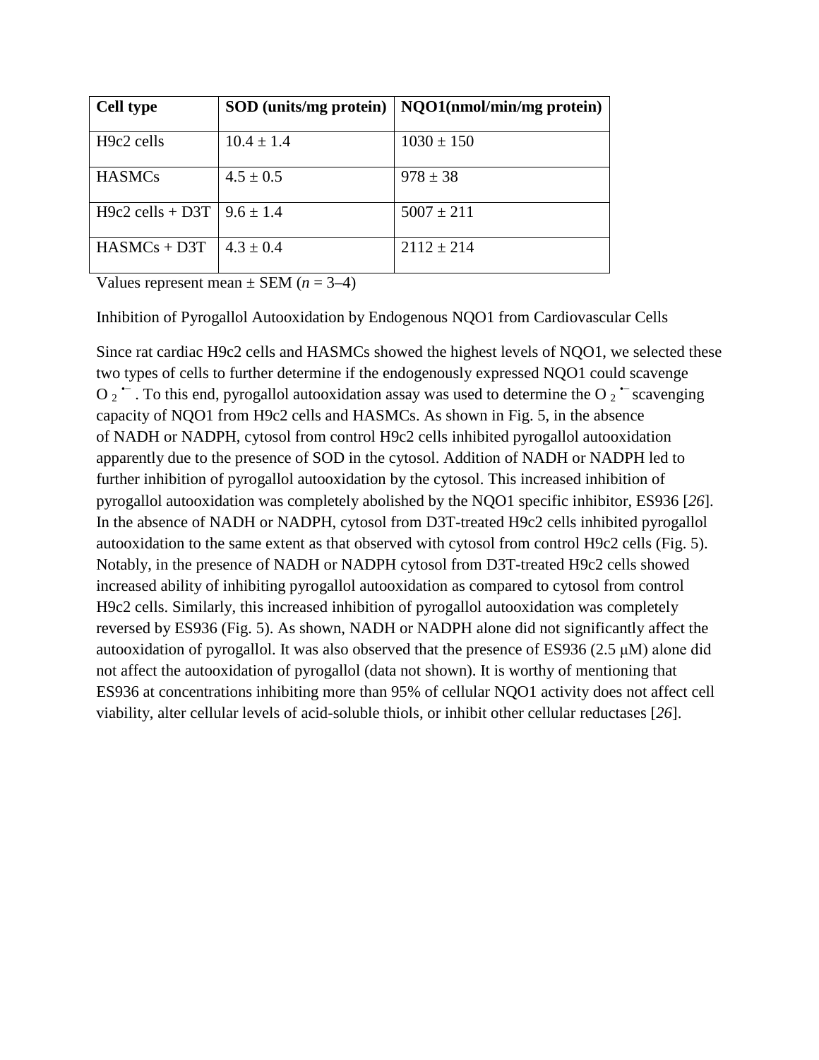| Cell type | SOD (units/mg protein) | NQO1(nmol/min/mg protein) |
|---|---|---|
| H9c2 cells | 10.4 ± 1.4 | 1030 ± 150 |
| HASMCs | 4.5 ± 0.5 | 978 ± 38 |
| H9c2 cells + D3T | 9.6 ± 1.4 | 5007 ± 211 |
| HASMCs + D3T | 4.3 ± 0.4 | 2112 ± 214 |

Values represent mean ± SEM ($n$ = 3–4)

Inhibition of Pyrogallol Autooxidation by Endogenous NQO1 from Cardiovascular Cells

Since rat cardiac H9c2 cells and HASMCs showed the highest levels of NQO1, we selected these two types of cells to further determine if the endogenously expressed NQO1 could scavenge $O_2^{\bullet-}$. To this end, pyrogallol autooxidation assay was used to determine the $O_2^{\bullet-}$ scavenging capacity of NQO1 from H9c2 cells and HASMCs. As shown in Fig. 5, in the absence of NADH or NADPH, cytosol from control H9c2 cells inhibited pyrogallol autooxidation apparently due to the presence of SOD in the cytosol. Addition of NADH or NADPH led to further inhibition of pyrogallol autooxidation by the cytosol. This increased inhibition of pyrogallol autooxidation was completely abolished by the NQO1 specific inhibitor, ES936 [*26*]. In the absence of NADH or NADPH, cytosol from D3T-treated H9c2 cells inhibited pyrogallol autooxidation to the same extent as that observed with cytosol from control H9c2 cells (Fig. 5). Notably, in the presence of NADH or NADPH cytosol from D3T-treated H9c2 cells showed increased ability of inhibiting pyrogallol autooxidation as compared to cytosol from control H9c2 cells. Similarly, this increased inhibition of pyrogallol autooxidation was completely reversed by ES936 (Fig. 5). As shown, NADH or NADPH alone did not significantly affect the autooxidation of pyrogallol. It was also observed that the presence of ES936 (2.5 μM) alone did not affect the autooxidation of pyrogallol (data not shown). It is worthy of mentioning that ES936 at concentrations inhibiting more than 95% of cellular NQO1 activity does not affect cell viability, alter cellular levels of acid-soluble thiols, or inhibit other cellular reductases [*26*].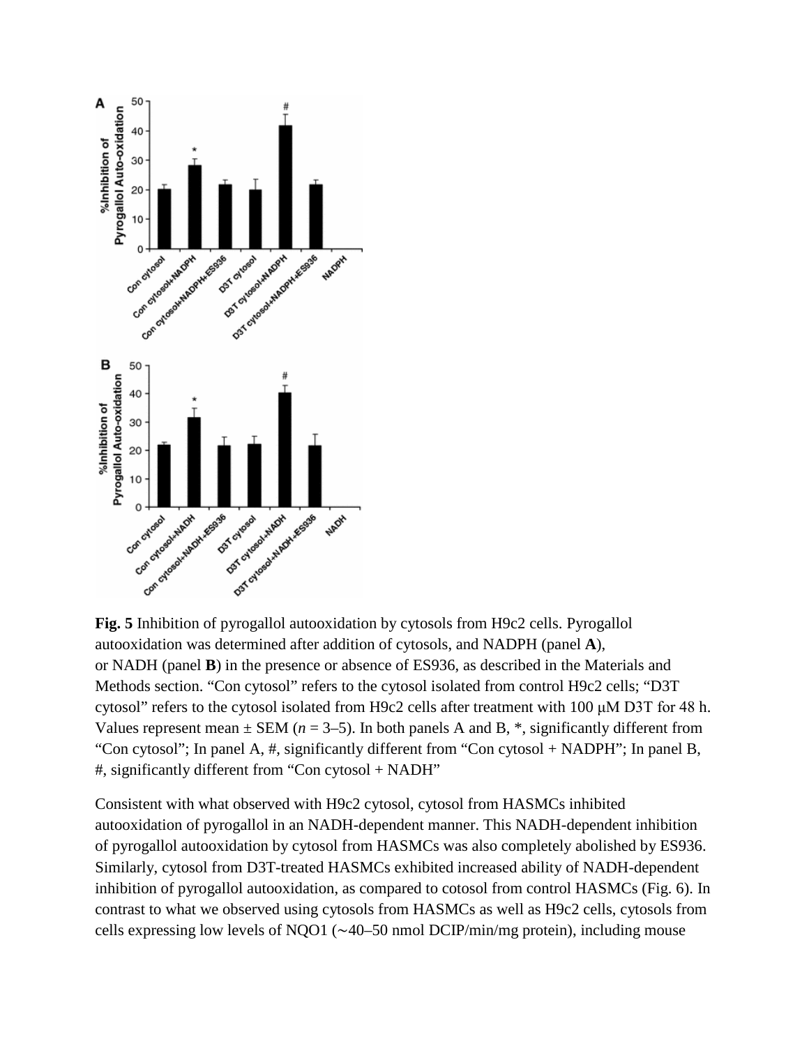**Fig. 5** Inhibition of pyrogallol autooxidation by cytosols from H9c2 cells. Pyrogallol autooxidation was determined after addition of cytosols, and NADPH (panel **A**), or NADH (panel **B**) in the presence or absence of ES936, as described in the Materials and Methods section. "Con cytosol" refers to the cytosol isolated from control H9c2 cells; "D3T cytosol" refers to the cytosol isolated from H9c2 cells after treatment with 100 μM D3T for 48 h. Values represent mean ± SEM (*n* = 3–5). In both panels A and B, *, significantly different from "Con cytosol"; In panel A, #, significantly different from "Con cytosol + NADPH"; In panel B, #, significantly different from "Con cytosol + NADH"

Consistent with what observed with H9c2 cytosol, cytosol from HASMCs inhibited autooxidation of pyrogallol in an NADH-dependent manner. This NADH-dependent inhibition of pyrogallol autooxidation by cytosol from HASMCs was also completely abolished by ES936. Similarly, cytosol from D3T-treated HASMCs exhibited increased ability of NADH-dependent inhibition of pyrogallol autooxidation, as compared to cotosol from control HASMCs (Fig. 6). In contrast to what we observed using cytosols from HASMCs as well as H9c2 cells, cytosols from cells expressing low levels of NQO1 (∼40–50 nmol DCIP/min/mg protein), including mouse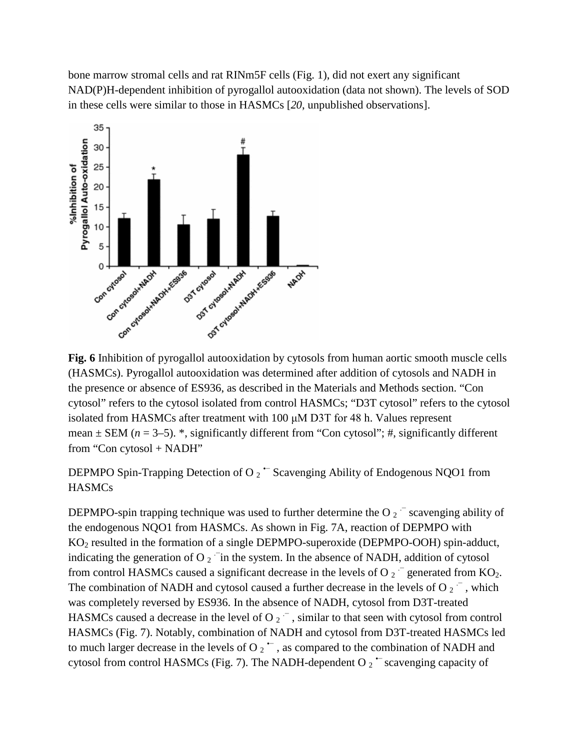bone marrow stromal cells and rat RINm5F cells (Fig. 1), did not exert any significant NAD(P)H-dependent inhibition of pyrogallol autooxidation (data not shown). The levels of SOD in these cells were similar to those in HASMCs [*20*, unpublished observations].

**Fig. 6** Inhibition of pyrogallol autooxidation by cytosols from human aortic smooth muscle cells (HASMCs). Pyrogallol autooxidation was determined after addition of cytosols and NADH in the presence or absence of ES936, as described in the Materials and Methods section. "Con cytosol" refers to the cytosol isolated from control HASMCs; "D3T cytosol" refers to the cytosol isolated from HASMCs after treatment with 100 μM D3T for 48 h. Values represent mean ± SEM (*n* = 3–5). *, significantly different from "Con cytosol"; #, significantly different from "Con cytosol + NADH"

DEPMPO Spin-Trapping Detection of $O_2^{\bullet-}$ Scavenging Ability of Endogenous NQO1 from HASMCs

DEPMPO-spin trapping technique was used to further determine the $O_2^{\cdot-}$ scavenging ability of the endogenous NQO1 from HASMCs. As shown in Fig. 7A, reaction of DEPMPO with $KO_2$ resulted in the formation of a single DEPMPO-superoxide (DEPMPO-OOH) spin-adduct, indicating the generation of $O_2^{\cdot-}$ in the system. In the absence of NADH, addition of cytosol from control HASMCs caused a significant decrease in the levels of $O_2^{\cdot-}$ generated from $KO_2$. The combination of NADH and cytosol caused a further decrease in the levels of $O_2^{\cdot-}$, which was completely reversed by ES936. In the absence of NADH, cytosol from D3T-treated HASMCs caused a decrease in the level of $O_2^{\cdot-}$, similar to that seen with cytosol from control HASMCs (Fig. 7). Notably, combination of NADH and cytosol from D3T-treated HASMCs led to much larger decrease in the levels of $O_2^{\bullet-}$, as compared to the combination of NADH and cytosol from control HASMCs (Fig. 7). The NADH-dependent $O_2^{\bullet-}$ scavenging capacity of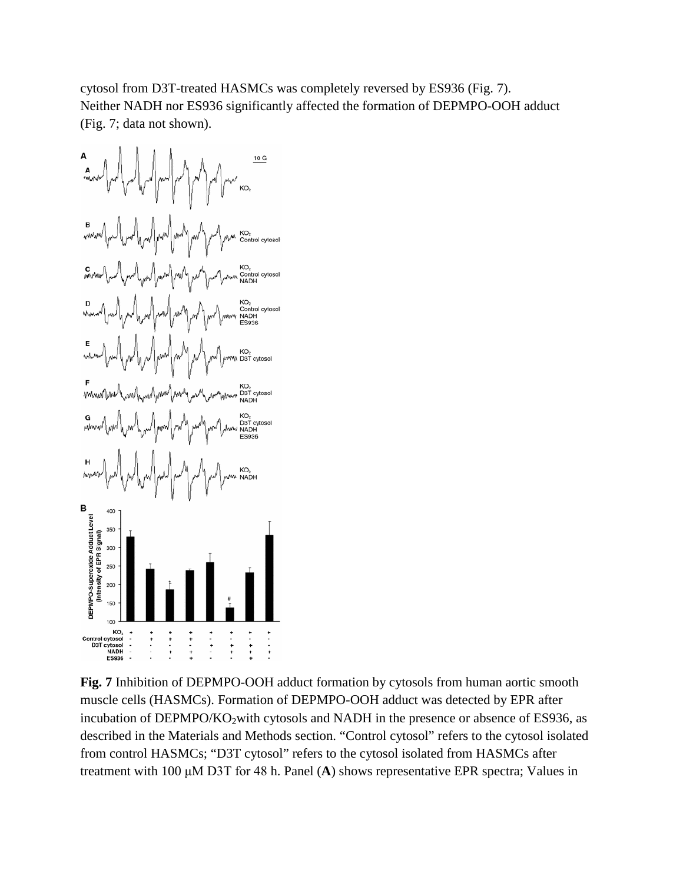cytosol from D3T-treated HASMCs was completely reversed by ES936 (Fig. 7). Neither NADH nor ES936 significantly affected the formation of DEPMPO-OOH adduct (Fig. 7; data not shown).

**Fig. 7** Inhibition of DEPMPO-OOH adduct formation by cytosols from human aortic smooth muscle cells (HASMCs). Formation of DEPMPO-OOH adduct was detected by EPR after incubation of DEPMPO/$KO_2$with cytosols and NADH in the presence or absence of ES936, as described in the Materials and Methods section. "Control cytosol" refers to the cytosol isolated from control HASMCs; "D3T cytosol" refers to the cytosol isolated from HASMCs after treatment with 100 μM D3T for 48 h. Panel (**A**) shows representative EPR spectra; Values in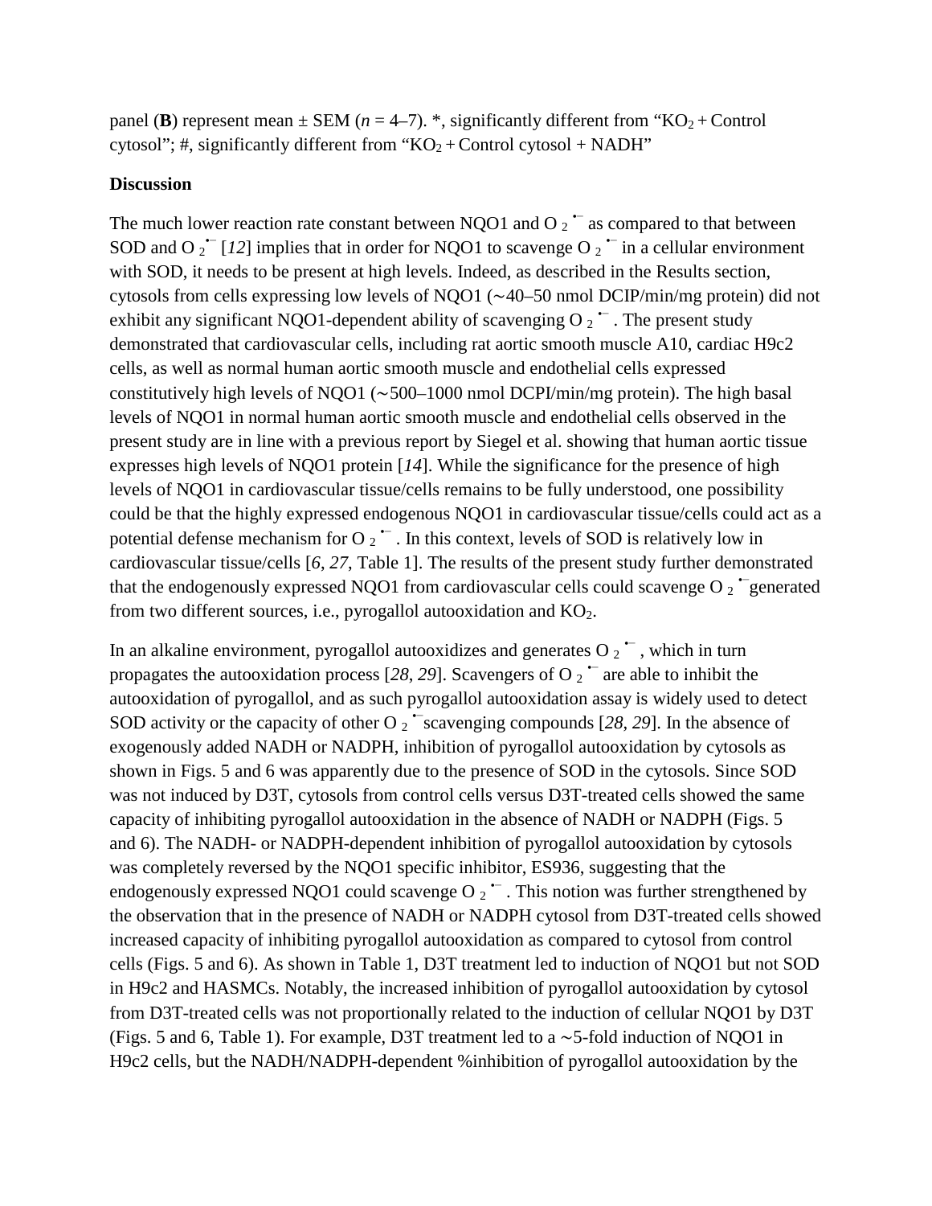panel (**B**) represent mean ± SEM (*n* = 4–7). *, significantly different from "$KO_2$ + Control cytosol"; #, significantly different from "$KO_2$ + Control cytosol + NADH"

## Discussion

The much lower reaction rate constant between NQO1 and $O_2^{\bullet-}$ as compared to that between SOD and $O_2^{\bullet-}$ [*12*] implies that in order for NQO1 to scavenge $O_2^{\bullet-}$ in a cellular environment with SOD, it needs to be present at high levels. Indeed, as described in the Results section, cytosols from cells expressing low levels of NQO1 (∼40–50 nmol DCIP/min/mg protein) did not exhibit any significant NQO1-dependent ability of scavenging $O_2^{\bullet-}$. The present study demonstrated that cardiovascular cells, including rat aortic smooth muscle A10, cardiac H9c2 cells, as well as normal human aortic smooth muscle and endothelial cells expressed constitutively high levels of NQO1 (∼500–1000 nmol DCPI/min/mg protein). The high basal levels of NQO1 in normal human aortic smooth muscle and endothelial cells observed in the present study are in line with a previous report by Siegel et al. showing that human aortic tissue expresses high levels of NQO1 protein [*14*]. While the significance for the presence of high levels of NQO1 in cardiovascular tissue/cells remains to be fully understood, one possibility could be that the highly expressed endogenous NQO1 in cardiovascular tissue/cells could act as a potential defense mechanism for $O_2^{\bullet-}$. In this context, levels of SOD is relatively low in cardiovascular tissue/cells [*6*, *27*, Table 1]. The results of the present study further demonstrated that the endogenously expressed NQO1 from cardiovascular cells could scavenge $O_2^{\bullet-}$generated from two different sources, i.e., pyrogallol autooxidation and $KO_2$.

In an alkaline environment, pyrogallol autooxidizes and generates $O_2^{\bullet-}$, which in turn propagates the autooxidation process [*28*, *29*]. Scavengers of $O_2^{\bullet-}$ are able to inhibit the autooxidation of pyrogallol, and as such pyrogallol autooxidation assay is widely used to detect SOD activity or the capacity of other $O_2^{\bullet-}$scavenging compounds [*28*, *29*]. In the absence of exogenously added NADH or NADPH, inhibition of pyrogallol autooxidation by cytosols as shown in Figs. 5 and 6 was apparently due to the presence of SOD in the cytosols. Since SOD was not induced by D3T, cytosols from control cells versus D3T-treated cells showed the same capacity of inhibiting pyrogallol autooxidation in the absence of NADH or NADPH (Figs. 5 and 6). The NADH- or NADPH-dependent inhibition of pyrogallol autooxidation by cytosols was completely reversed by the NQO1 specific inhibitor, ES936, suggesting that the endogenously expressed NQO1 could scavenge $O_2^{\bullet-}$. This notion was further strengthened by the observation that in the presence of NADH or NADPH cytosol from D3T-treated cells showed increased capacity of inhibiting pyrogallol autooxidation as compared to cytosol from control cells (Figs. 5 and 6). As shown in Table 1, D3T treatment led to induction of NQO1 but not SOD in H9c2 and HASMCs. Notably, the increased inhibition of pyrogallol autooxidation by cytosol from D3T-treated cells was not proportionally related to the induction of cellular NQO1 by D3T (Figs. 5 and 6, Table 1). For example, D3T treatment led to a ∼5-fold induction of NQO1 in H9c2 cells, but the NADH/NADPH-dependent %inhibition of pyrogallol autooxidation by the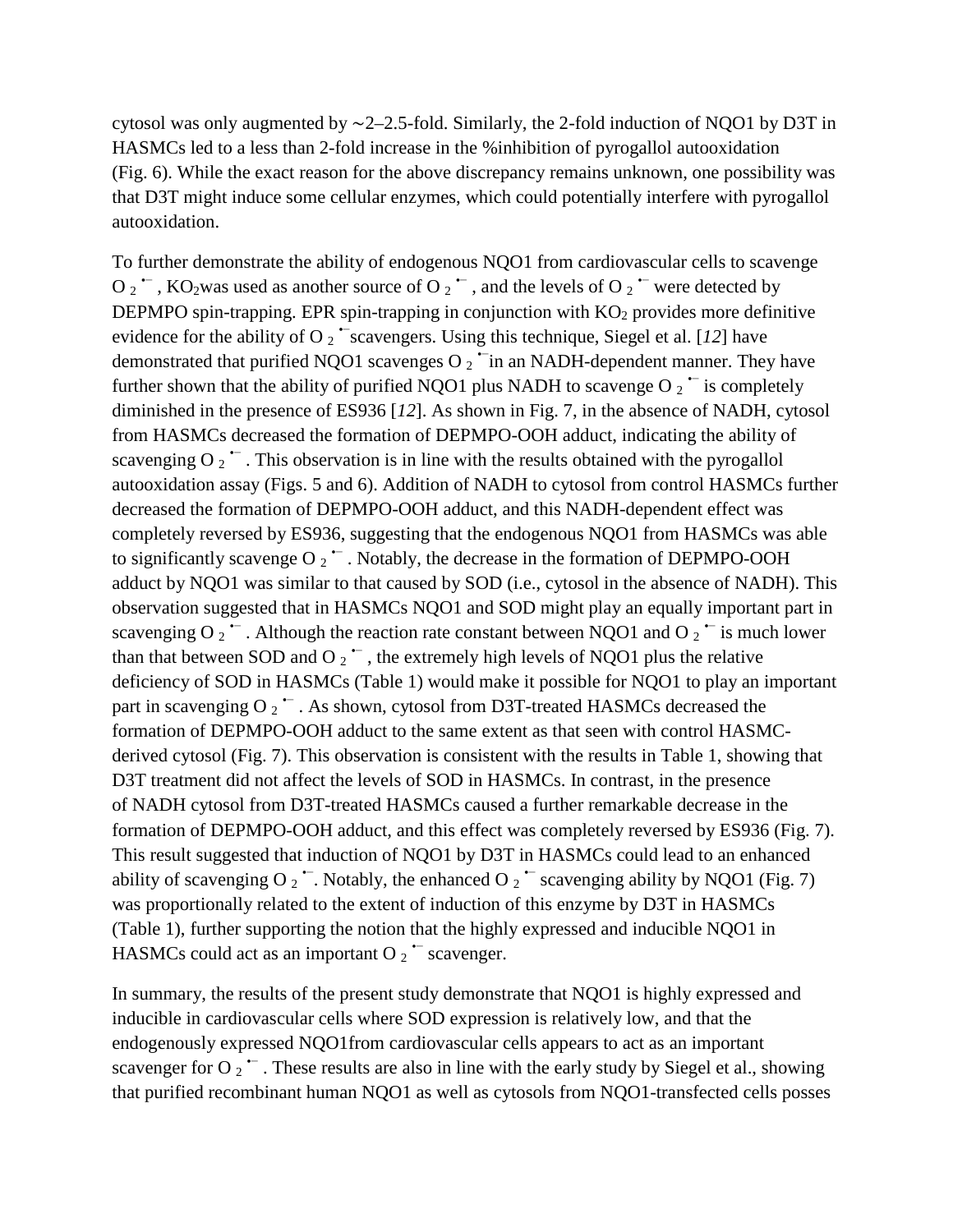cytosol was only augmented by ∼2–2.5-fold. Similarly, the 2-fold induction of NQO1 by D3T in HASMCs led to a less than 2-fold increase in the %inhibition of pyrogallol autooxidation (Fig. 6). While the exact reason for the above discrepancy remains unknown, one possibility was that D3T might induce some cellular enzymes, which could potentially interfere with pyrogallol autooxidation.

To further demonstrate the ability of endogenous NQO1 from cardiovascular cells to scavenge $O_2^{\bullet-}$, $KO_2$ was used as another source of $O_2^{\bullet-}$, and the levels of $O_2^{\bullet-}$ were detected by DEPMPO spin-trapping. EPR spin-trapping in conjunction with $KO_2$ provides more definitive evidence for the ability of $O_2^{\bullet-}$ scavengers. Using this technique, Siegel et al. [*12*] have demonstrated that purified NQO1 scavenges $O_2^{\bullet-}$ in an NADH-dependent manner. They have further shown that the ability of purified NQO1 plus NADH to scavenge $O_2^{\bullet-}$ is completely diminished in the presence of ES936 [*12*]. As shown in Fig. 7, in the absence of NADH, cytosol from HASMCs decreased the formation of DEPMPO-OOH adduct, indicating the ability of scavenging $O_2^{\bullet-}$. This observation is in line with the results obtained with the pyrogallol autooxidation assay (Figs. 5 and 6). Addition of NADH to cytosol from control HASMCs further decreased the formation of DEPMPO-OOH adduct, and this NADH-dependent effect was completely reversed by ES936, suggesting that the endogenous NQO1 from HASMCs was able to significantly scavenge $O_2^{\bullet-}$. Notably, the decrease in the formation of DEPMPO-OOH adduct by NQO1 was similar to that caused by SOD (i.e., cytosol in the absence of NADH). This observation suggested that in HASMCs NQO1 and SOD might play an equally important part in scavenging $O_2^{\bullet-}$. Although the reaction rate constant between NQO1 and $O_2^{\bullet-}$ is much lower than that between SOD and $O_2^{\bullet-}$, the extremely high levels of NQO1 plus the relative deficiency of SOD in HASMCs (Table 1) would make it possible for NQO1 to play an important part in scavenging $O_2^{\bullet-}$. As shown, cytosol from D3T-treated HASMCs decreased the formation of DEPMPO-OOH adduct to the same extent as that seen with control HASMC-derived cytosol (Fig. 7). This observation is consistent with the results in Table 1, showing that D3T treatment did not affect the levels of SOD in HASMCs. In contrast, in the presence of NADH cytosol from D3T-treated HASMCs caused a further remarkable decrease in the formation of DEPMPO-OOH adduct, and this effect was completely reversed by ES936 (Fig. 7). This result suggested that induction of NQO1 by D3T in HASMCs could lead to an enhanced ability of scavenging $O_2^{\bullet-}$. Notably, the enhanced $O_2^{\bullet-}$ scavenging ability by NQO1 (Fig. 7) was proportionally related to the extent of induction of this enzyme by D3T in HASMCs (Table 1), further supporting the notion that the highly expressed and inducible NQO1 in HASMCs could act as an important $O_2^{\bullet-}$ scavenger.

In summary, the results of the present study demonstrate that NQO1 is highly expressed and inducible in cardiovascular cells where SOD expression is relatively low, and that the endogenously expressed NQO1from cardiovascular cells appears to act as an important scavenger for $O_2^{\bullet-}$. These results are also in line with the early study by Siegel et al., showing that purified recombinant human NQO1 as well as cytosols from NQO1-transfected cells posses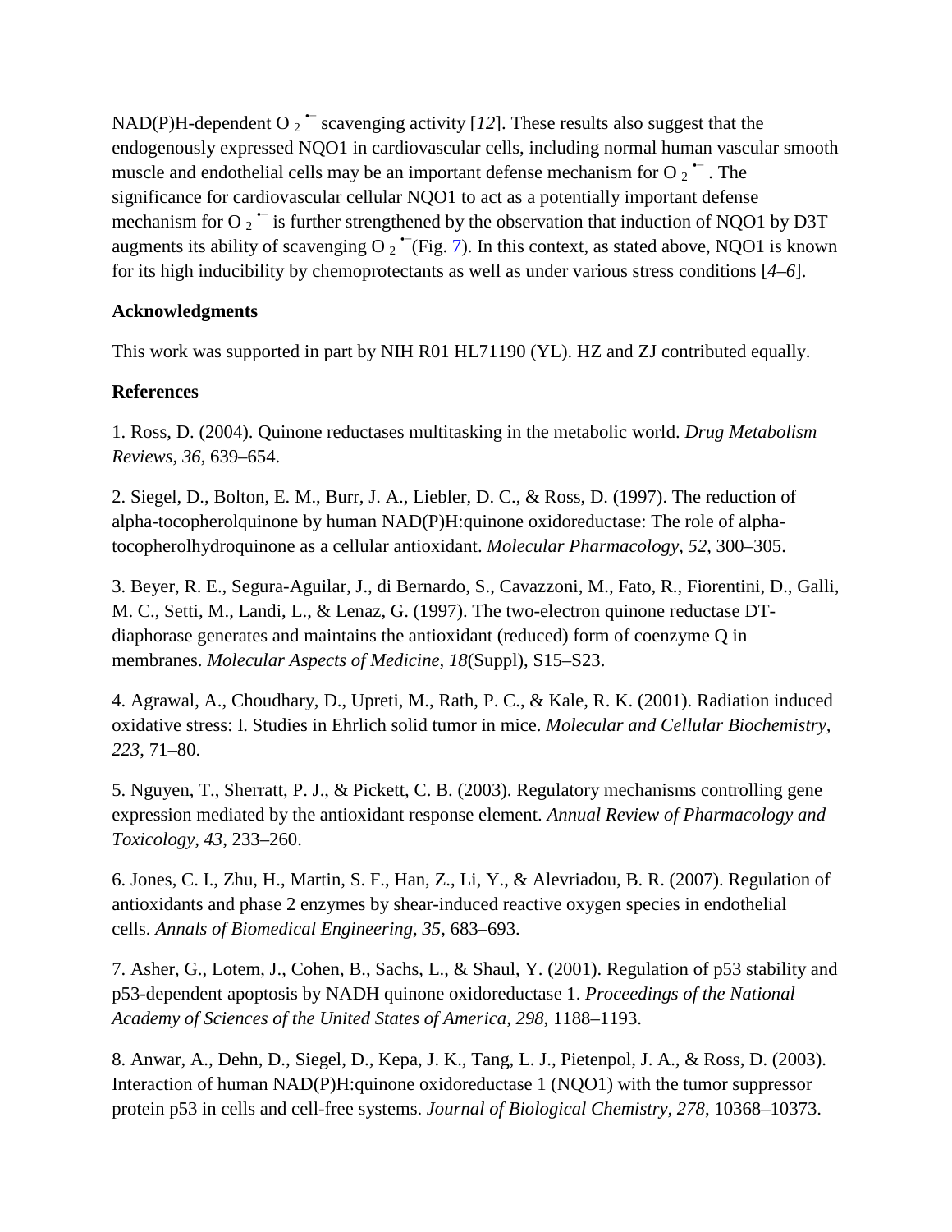NAD(P)H-dependent $O_2^{\bullet-}$ scavenging activity [*12*]. These results also suggest that the endogenously expressed NQO1 in cardiovascular cells, including normal human vascular smooth muscle and endothelial cells may be an important defense mechanism for $O_2^{\bullet-}$. The significance for cardiovascular cellular NQO1 to act as a potentially important defense mechanism for $O_2^{\bullet-}$ is further strengthened by the observation that induction of NQO1 by D3T augments its ability of scavenging $O_2^{\bullet-}$(Fig. 7). In this context, as stated above, NQO1 is known for its high inducibility by chemoprotectants as well as under various stress conditions [*4*–*6*].

## Acknowledgments

This work was supported in part by NIH R01 HL71190 (YL). HZ and ZJ contributed equally.

## References

1. Ross, D. (2004). Quinone reductases multitasking in the metabolic world. *Drug Metabolism Reviews, 36*, 639–654.

2. Siegel, D., Bolton, E. M., Burr, J. A., Liebler, D. C., & Ross, D. (1997). The reduction of alpha-tocopherolquinone by human NAD(P)H:quinone oxidoreductase: The role of alpha-tocopherolhydroquinone as a cellular antioxidant. *Molecular Pharmacology, 52*, 300–305.

3. Beyer, R. E., Segura-Aguilar, J., di Bernardo, S., Cavazzoni, M., Fato, R., Fiorentini, D., Galli, M. C., Setti, M., Landi, L., & Lenaz, G. (1997). The two-electron quinone reductase DT-diaphorase generates and maintains the antioxidant (reduced) form of coenzyme Q in membranes. *Molecular Aspects of Medicine, 18*(Suppl), S15–S23.

4. Agrawal, A., Choudhary, D., Upreti, M., Rath, P. C., & Kale, R. K. (2001). Radiation induced oxidative stress: I. Studies in Ehrlich solid tumor in mice. *Molecular and Cellular Biochemistry, 223*, 71–80.

5. Nguyen, T., Sherratt, P. J., & Pickett, C. B. (2003). Regulatory mechanisms controlling gene expression mediated by the antioxidant response element. *Annual Review of Pharmacology and Toxicology, 43*, 233–260.

6. Jones, C. I., Zhu, H., Martin, S. F., Han, Z., Li, Y., & Alevriadou, B. R. (2007). Regulation of antioxidants and phase 2 enzymes by shear-induced reactive oxygen species in endothelial cells. *Annals of Biomedical Engineering, 35*, 683–693.

7. Asher, G., Lotem, J., Cohen, B., Sachs, L., & Shaul, Y. (2001). Regulation of p53 stability and p53-dependent apoptosis by NADH quinone oxidoreductase 1. *Proceedings of the National Academy of Sciences of the United States of America, 298*, 1188–1193.

8. Anwar, A., Dehn, D., Siegel, D., Kepa, J. K., Tang, L. J., Pietenpol, J. A., & Ross, D. (2003). Interaction of human NAD(P)H:quinone oxidoreductase 1 (NQO1) with the tumor suppressor protein p53 in cells and cell-free systems. *Journal of Biological Chemistry, 278*, 10368–10373.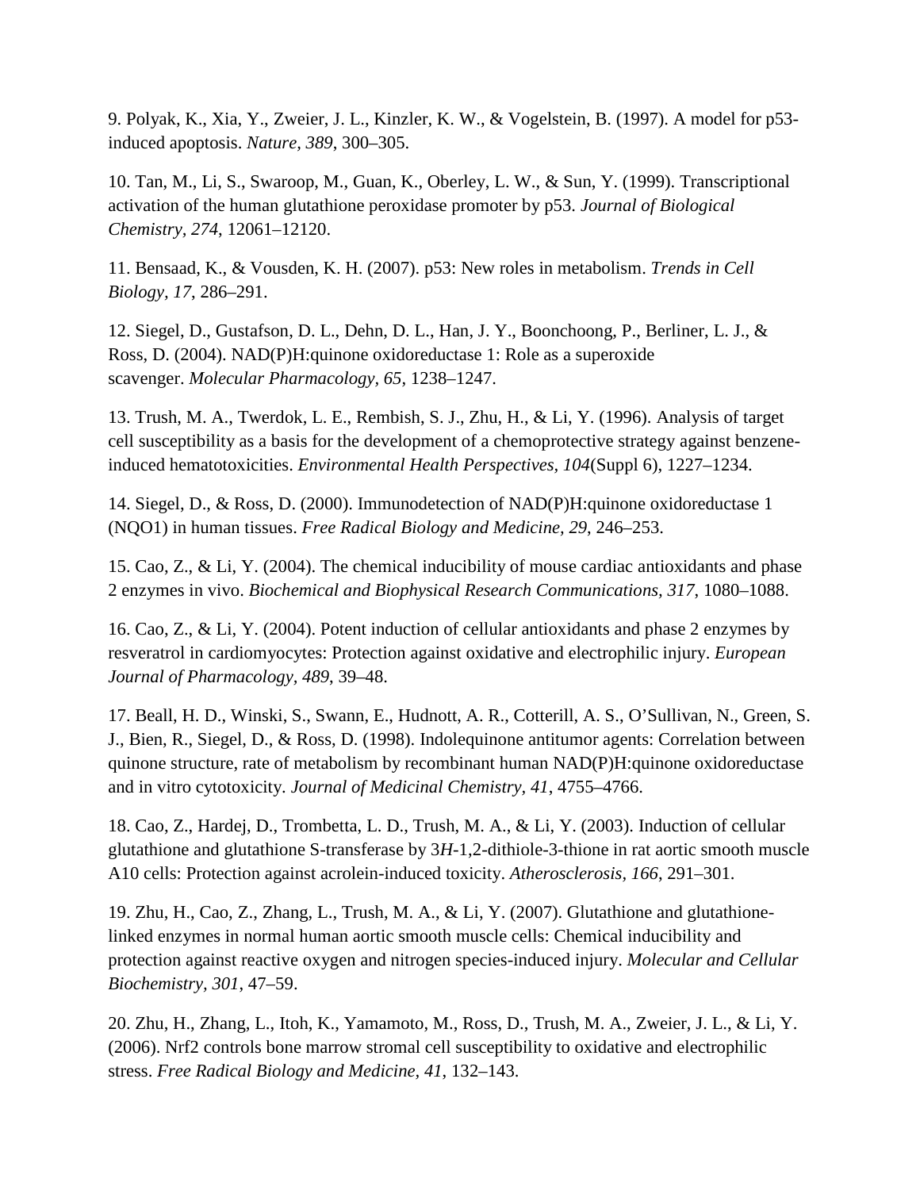9. Polyak, K., Xia, Y., Zweier, J. L., Kinzler, K. W., & Vogelstein, B. (1997). A model for p53-induced apoptosis. *Nature, 389*, 300–305.

10. Tan, M., Li, S., Swaroop, M., Guan, K., Oberley, L. W., & Sun, Y. (1999). Transcriptional activation of the human glutathione peroxidase promoter by p53. *Journal of Biological Chemistry, 274*, 12061–12120.

11. Bensaad, K., & Vousden, K. H. (2007). p53: New roles in metabolism. *Trends in Cell Biology, 17*, 286–291.

12. Siegel, D., Gustafson, D. L., Dehn, D. L., Han, J. Y., Boonchoong, P., Berliner, L. J., & Ross, D. (2004). NAD(P)H:quinone oxidoreductase 1: Role as a superoxide scavenger. *Molecular Pharmacology, 65*, 1238–1247.

13. Trush, M. A., Twerdok, L. E., Rembish, S. J., Zhu, H., & Li, Y. (1996). Analysis of target cell susceptibility as a basis for the development of a chemoprotective strategy against benzene-induced hematotoxicities. *Environmental Health Perspectives, 104*(Suppl 6), 1227–1234.

14. Siegel, D., & Ross, D. (2000). Immunodetection of NAD(P)H:quinone oxidoreductase 1 (NQO1) in human tissues. *Free Radical Biology and Medicine, 29*, 246–253.

15. Cao, Z., & Li, Y. (2004). The chemical inducibility of mouse cardiac antioxidants and phase 2 enzymes in vivo. *Biochemical and Biophysical Research Communications, 317*, 1080–1088.

16. Cao, Z., & Li, Y. (2004). Potent induction of cellular antioxidants and phase 2 enzymes by resveratrol in cardiomyocytes: Protection against oxidative and electrophilic injury. *European Journal of Pharmacology, 489*, 39–48.

17. Beall, H. D., Winski, S., Swann, E., Hudnott, A. R., Cotterill, A. S., O'Sullivan, N., Green, S. J., Bien, R., Siegel, D., & Ross, D. (1998). Indolequinone antitumor agents: Correlation between quinone structure, rate of metabolism by recombinant human NAD(P)H:quinone oxidoreductase and in vitro cytotoxicity. *Journal of Medicinal Chemistry, 41*, 4755–4766.

18. Cao, Z., Hardej, D., Trombetta, L. D., Trush, M. A., & Li, Y. (2003). Induction of cellular glutathione and glutathione S-transferase by 3*H*-1,2-dithiole-3-thione in rat aortic smooth muscle A10 cells: Protection against acrolein-induced toxicity. *Atherosclerosis, 166*, 291–301.

19. Zhu, H., Cao, Z., Zhang, L., Trush, M. A., & Li, Y. (2007). Glutathione and glutathione-linked enzymes in normal human aortic smooth muscle cells: Chemical inducibility and protection against reactive oxygen and nitrogen species-induced injury. *Molecular and Cellular Biochemistry, 301*, 47–59.

20. Zhu, H., Zhang, L., Itoh, K., Yamamoto, M., Ross, D., Trush, M. A., Zweier, J. L., & Li, Y. (2006). Nrf2 controls bone marrow stromal cell susceptibility to oxidative and electrophilic stress. *Free Radical Biology and Medicine, 41*, 132–143.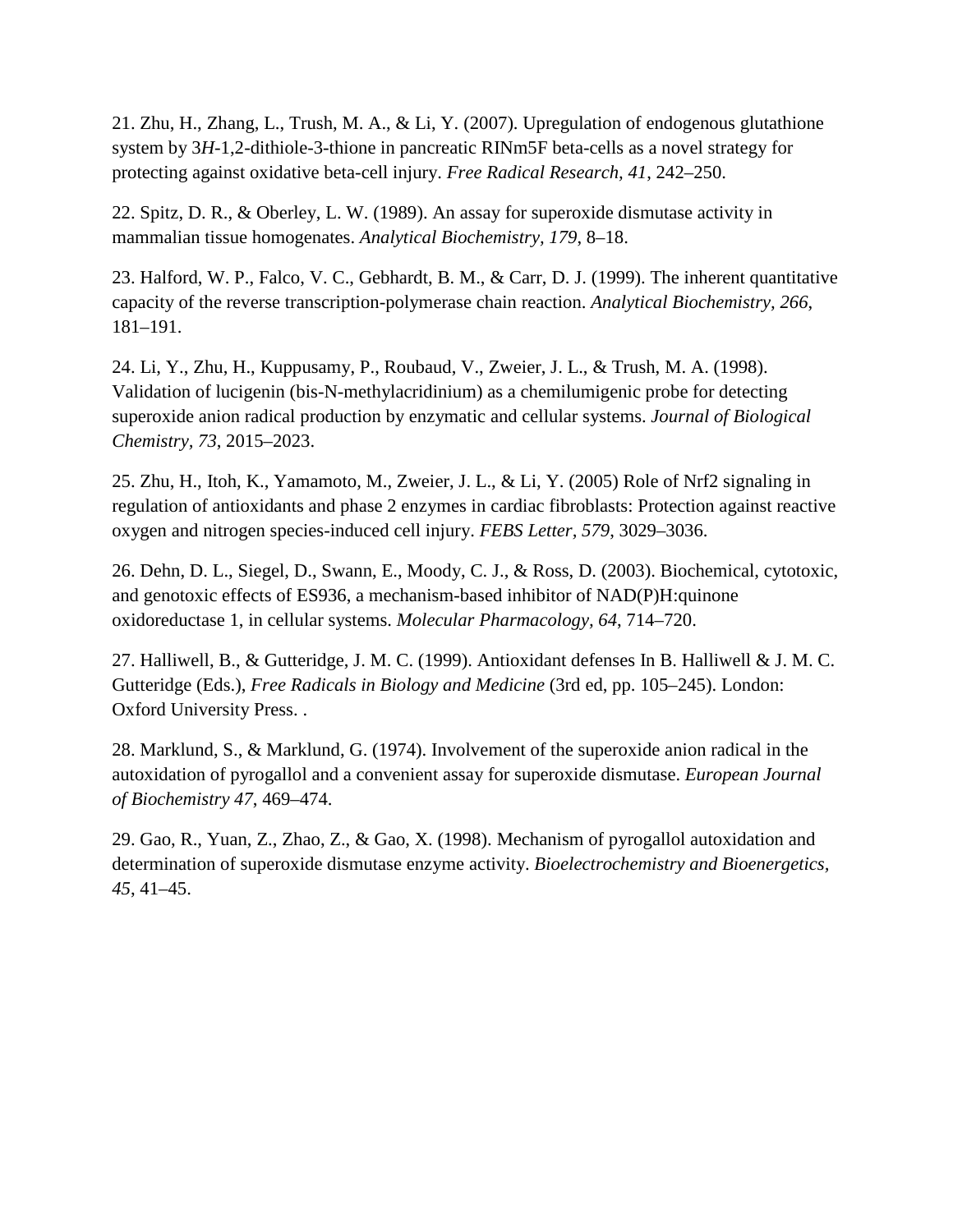21. Zhu, H., Zhang, L., Trush, M. A., & Li, Y. (2007). Upregulation of endogenous glutathione system by 3*H*-1,2-dithiole-3-thione in pancreatic RINm5F beta-cells as a novel strategy for protecting against oxidative beta-cell injury. *Free Radical Research, 41*, 242–250.

22. Spitz, D. R., & Oberley, L. W. (1989). An assay for superoxide dismutase activity in mammalian tissue homogenates. *Analytical Biochemistry, 179*, 8–18.

23. Halford, W. P., Falco, V. C., Gebhardt, B. M., & Carr, D. J. (1999). The inherent quantitative capacity of the reverse transcription-polymerase chain reaction. *Analytical Biochemistry, 266*, 181–191.

24. Li, Y., Zhu, H., Kuppusamy, P., Roubaud, V., Zweier, J. L., & Trush, M. A. (1998). Validation of lucigenin (bis-N-methylacridinium) as a chemilumigenic probe for detecting superoxide anion radical production by enzymatic and cellular systems. *Journal of Biological Chemistry, 73*, 2015–2023.

25. Zhu, H., Itoh, K., Yamamoto, M., Zweier, J. L., & Li, Y. (2005) Role of Nrf2 signaling in regulation of antioxidants and phase 2 enzymes in cardiac fibroblasts: Protection against reactive oxygen and nitrogen species-induced cell injury. *FEBS Letter, 579*, 3029–3036.

26. Dehn, D. L., Siegel, D., Swann, E., Moody, C. J., & Ross, D. (2003). Biochemical, cytotoxic, and genotoxic effects of ES936, a mechanism-based inhibitor of NAD(P)H:quinone oxidoreductase 1, in cellular systems. *Molecular Pharmacology, 64*, 714–720.

27. Halliwell, B., & Gutteridge, J. M. C. (1999). Antioxidant defenses In B. Halliwell & J. M. C. Gutteridge (Eds.), *Free Radicals in Biology and Medicine* (3rd ed, pp. 105–245). London: Oxford University Press. .

28. Marklund, S., & Marklund, G. (1974). Involvement of the superoxide anion radical in the autoxidation of pyrogallol and a convenient assay for superoxide dismutase. *European Journal of Biochemistry 47*, 469–474.

29. Gao, R., Yuan, Z., Zhao, Z., & Gao, X. (1998). Mechanism of pyrogallol autoxidation and determination of superoxide dismutase enzyme activity. *Bioelectrochemistry and Bioenergetics, 45*, 41–45.